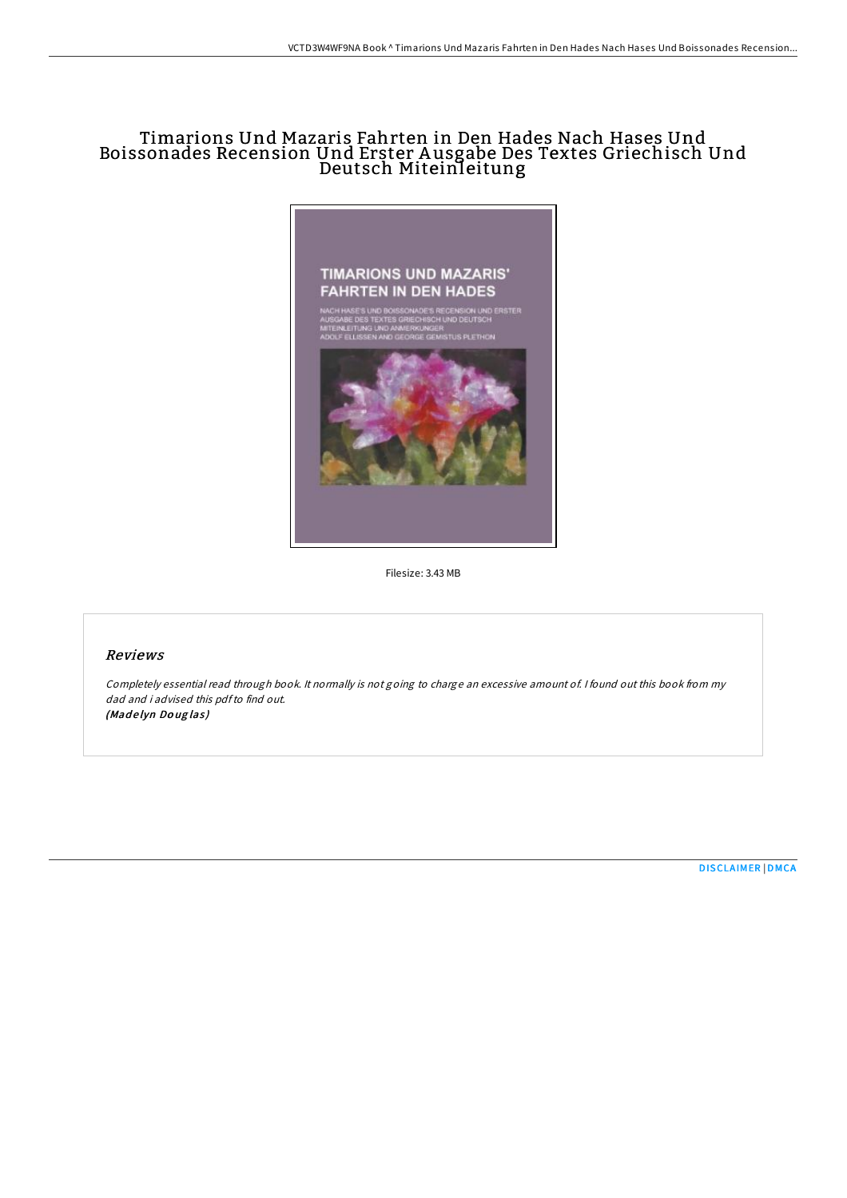# Timarions Und Mazaris Fahrten in Den Hades Nach Hases Und Boissonades Recension Und Erster Ausgabe Des Textes Griechisch Und Deutsch Miteinleitung

Filesize: 3.43 MB

## Reviews

*Completely essential read through book. It normally is not going to charge an excessive amount of. I found out this book from my dad and i advised this pdf to find out.*
***(Madelyn Douglas)***

DISCLAIMER | DMCA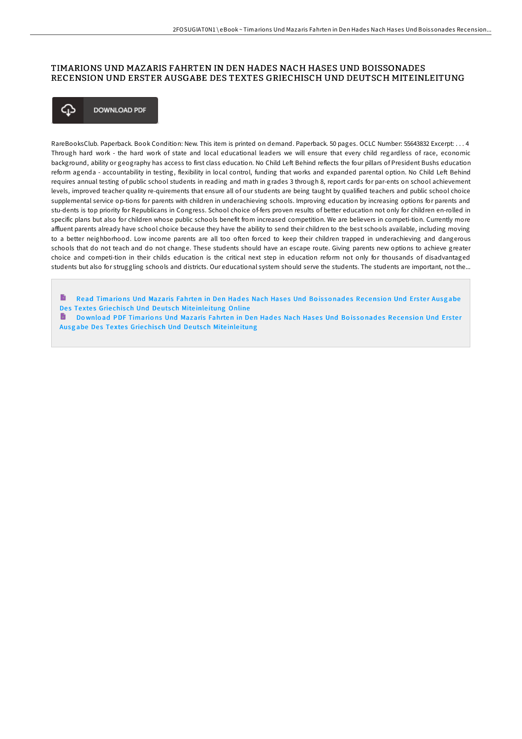# TIMARIONS UND MAZARIS FAHRTEN IN DEN HADES NACH HASES UND BOISSONADES RECENSION UND ERSTER AUSGABE DES TEXTES GRIECHISCH UND DEUTSCH MITEINLEITUNG

DOWNLOAD PDF

RareBooksClub. Paperback. Book Condition: New. This item is printed on demand. Paperback. 50 pages. OCLC Number: 55643832 Excerpt: . . . 4 Through hard work - the hard work of state and local educational leaders we will ensure that every child regardless of race, economic background, ability or geography has access to first class education. No Child Left Behind reflects the four pillars of President Bushs education reform agenda - accountability in testing, flexibility in local control, funding that works and expanded parental option. No Child Left Behind requires annual testing of public school students in reading and math in grades 3 through 8, report cards for par-ents on school achievement levels, improved teacher quality re-quirements that ensure all of our students are being taught by qualified teachers and public school choice supplemental service op-tions for parents with children in underachieving schools. Improving education by increasing options for parents and stu-dents is top priority for Republicans in Congress. School choice of-fers proven results of better education not only for children en-rolled in specific plans but also for children whose public schools benefit from increased competition. We are believers in competi-tion. Currently more affluent parents already have school choice because they have the ability to send their children to the best schools available, including moving to a better neighborhood. Low income parents are all too often forced to keep their children trapped in underachieving and dangerous schools that do not teach and do not change. These students should have an escape route. Giving parents new options to achieve greater choice and competi-tion in their childs education is the critical next step in education reform not only for thousands of disadvantaged students but also for struggling schools and districts. Our educational system should serve the students. The students are important, not the...

Read Timarions Und Mazaris Fahrten in Den Hades Nach Hases Und Boissonades Recension Und Erster Ausgabe Des Textes Griechisch Und Deutsch Miteinleitung Online

Download PDF Timarions Und Mazaris Fahrten in Den Hades Nach Hases Und Boissonades Recension Und Erster Ausgabe Des Textes Griechisch Und Deutsch Miteinleitung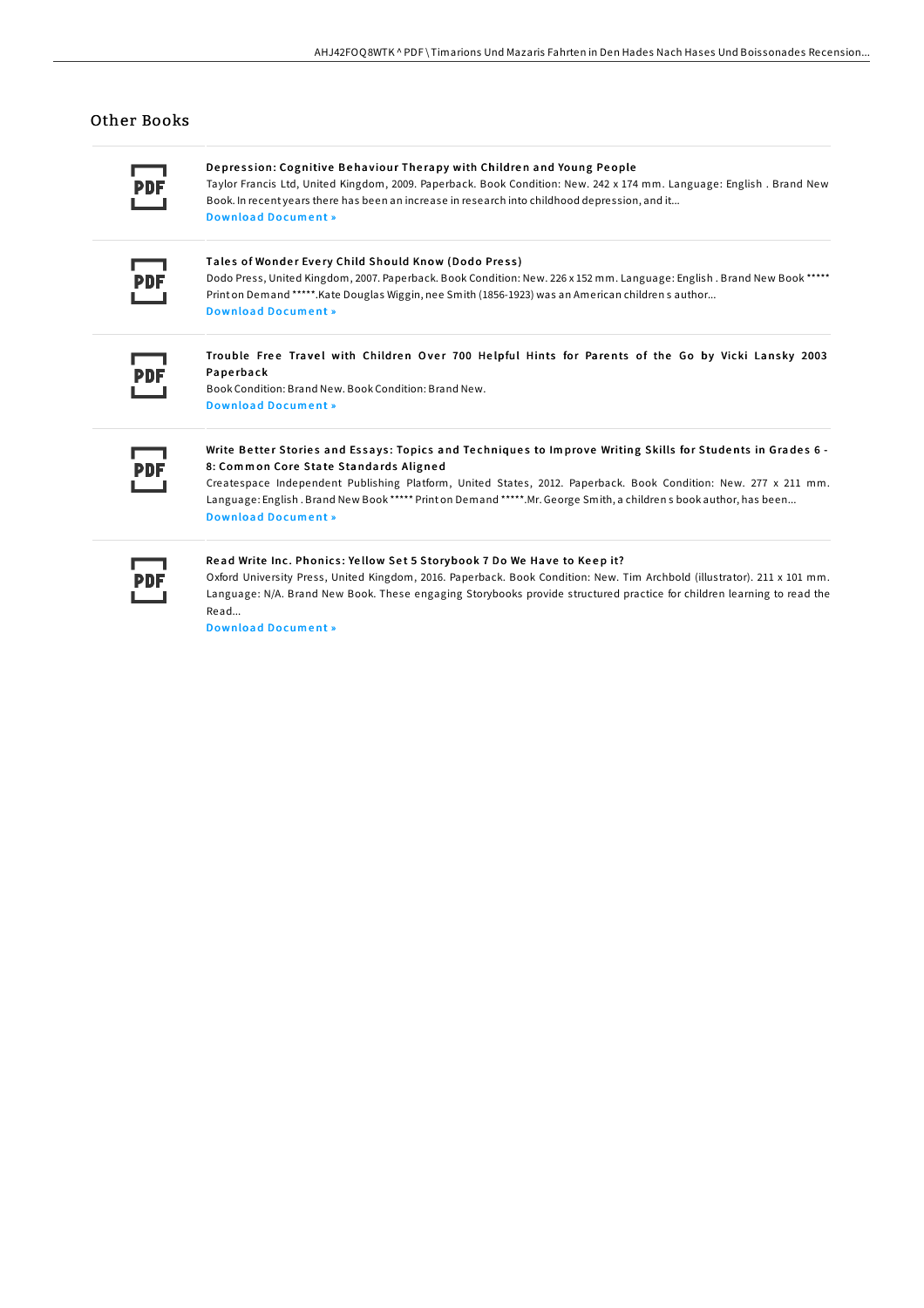## Other Books

**Depression: Cognitive Behaviour Therapy with Children and Young People**

Taylor Francis Ltd, United Kingdom, 2009. Paperback. Book Condition: New. 242 x 174 mm. Language: English . Brand New Book. In recent years there has been an increase in research into childhood depression, and it...

Download Document »

**Tales of Wonder Every Child Should Know (Dodo Press)**

Dodo Press, United Kingdom, 2007. Paperback. Book Condition: New. 226 x 152 mm. Language: English . Brand New Book ***** Print on Demand *****.Kate Douglas Wiggin, nee Smith (1856-1923) was an American children s author...

Download Document »

**Trouble Free Travel with Children Over 700 Helpful Hints for Parents of the Go by Vicki Lansky 2003 Paperback**

Book Condition: Brand New. Book Condition: Brand New.

Download Document »

**Write Better Stories and Essays: Topics and Techniques to Improve Writing Skills for Students in Grades 6 - 8: Common Core State Standards Aligned**

Createspace Independent Publishing Platform, United States, 2012. Paperback. Book Condition: New. 277 x 211 mm. Language: English . Brand New Book ***** Print on Demand *****.Mr. George Smith, a children s book author, has been...

Download Document »

**Read Write Inc. Phonics: Yellow Set 5 Storybook 7 Do We Have to Keep it?**

Oxford University Press, United Kingdom, 2016. Paperback. Book Condition: New. Tim Archbold (illustrator). 211 x 101 mm. Language: N/A. Brand New Book. These engaging Storybooks provide structured practice for children learning to read the Read...

Download Document »